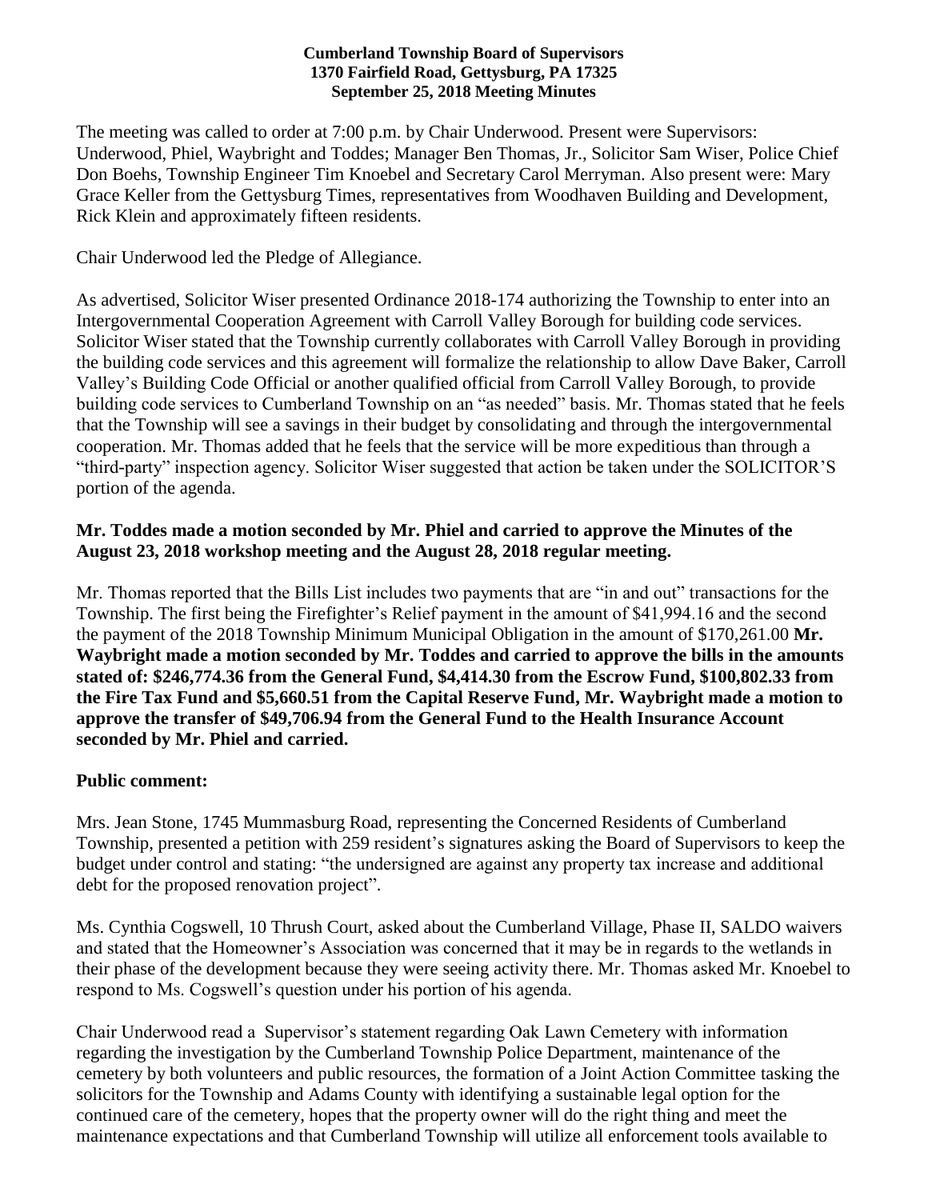**Cumberland Township Board of Supervisors**
**1370 Fairfield Road, Gettysburg, PA 17325**
**September 25, 2018 Meeting Minutes**

The meeting was called to order at 7:00 p.m. by Chair Underwood. Present were Supervisors: Underwood, Phiel, Waybright and Toddes; Manager Ben Thomas, Jr., Solicitor Sam Wiser, Police Chief Don Boehs, Township Engineer Tim Knoebel and Secretary Carol Merryman. Also present were: Mary Grace Keller from the Gettysburg Times, representatives from Woodhaven Building and Development, Rick Klein and approximately fifteen residents.

Chair Underwood led the Pledge of Allegiance.

As advertised, Solicitor Wiser presented Ordinance 2018-174 authorizing the Township to enter into an Intergovernmental Cooperation Agreement with Carroll Valley Borough for building code services. Solicitor Wiser stated that the Township currently collaborates with Carroll Valley Borough in providing the building code services and this agreement will formalize the relationship to allow Dave Baker, Carroll Valley's Building Code Official or another qualified official from Carroll Valley Borough, to provide building code services to Cumberland Township on an "as needed" basis. Mr. Thomas stated that he feels that the Township will see a savings in their budget by consolidating and through the intergovernmental cooperation. Mr. Thomas added that he feels that the service will be more expeditious than through a "third-party" inspection agency. Solicitor Wiser suggested that action be taken under the SOLICITOR'S portion of the agenda.

**Mr. Toddes made a motion seconded by Mr. Phiel and carried to approve the Minutes of the August 23, 2018 workshop meeting and the August 28, 2018 regular meeting.**

Mr. Thomas reported that the Bills List includes two payments that are "in and out" transactions for the Township. The first being the Firefighter's Relief payment in the amount of $41,994.16 and the second the payment of the 2018 Township Minimum Municipal Obligation in the amount of $170,261.00 **Mr. Waybright made a motion seconded by Mr. Toddes and carried to approve the bills in the amounts stated of: $246,774.36 from the General Fund, $4,414.30 from the Escrow Fund, $100,802.33 from the Fire Tax Fund and $5,660.51 from the Capital Reserve Fund, Mr. Waybright made a motion to approve the transfer of $49,706.94 from the General Fund to the Health Insurance Account seconded by Mr. Phiel and carried.**

**Public comment:**

Mrs. Jean Stone, 1745 Mummasburg Road, representing the Concerned Residents of Cumberland Township, presented a petition with 259 resident's signatures asking the Board of Supervisors to keep the budget under control and stating: "the undersigned are against any property tax increase and additional debt for the proposed renovation project".

Ms. Cynthia Cogswell, 10 Thrush Court, asked about the Cumberland Village, Phase II, SALDO waivers and stated that the Homeowner's Association was concerned that it may be in regards to the wetlands in their phase of the development because they were seeing activity there. Mr. Thomas asked Mr. Knoebel to respond to Ms. Cogswell's question under his portion of his agenda.

Chair Underwood read a Supervisor's statement regarding Oak Lawn Cemetery with information regarding the investigation by the Cumberland Township Police Department, maintenance of the cemetery by both volunteers and public resources, the formation of a Joint Action Committee tasking the solicitors for the Township and Adams County with identifying a sustainable legal option for the continued care of the cemetery, hopes that the property owner will do the right thing and meet the maintenance expectations and that Cumberland Township will utilize all enforcement tools available to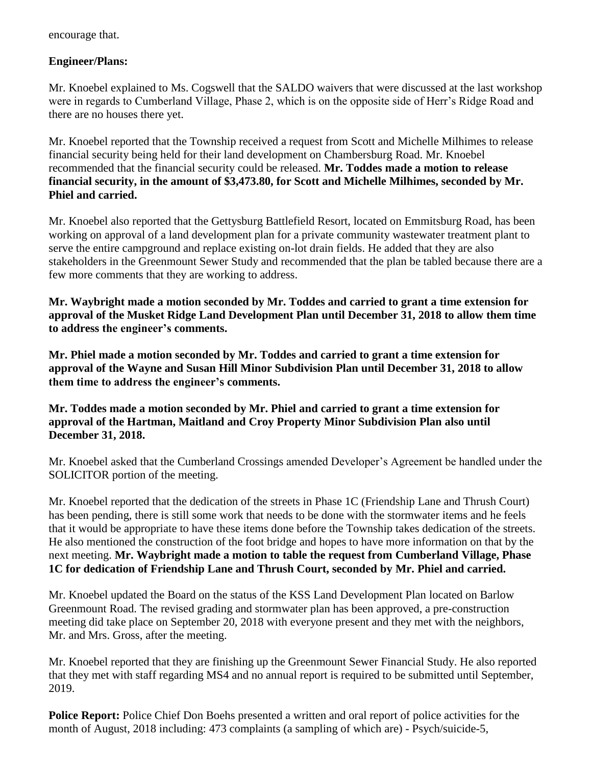encourage that.

**Engineer/Plans:**

Mr. Knoebel explained to Ms. Cogswell that the SALDO waivers that were discussed at the last workshop were in regards to Cumberland Village, Phase 2, which is on the opposite side of Herr's Ridge Road and there are no houses there yet.

Mr. Knoebel reported that the Township received a request from Scott and Michelle Milhimes to release financial security being held for their land development on Chambersburg Road. Mr. Knoebel recommended that the financial security could be released. **Mr. Toddes made a motion to release financial security, in the amount of $3,473.80, for Scott and Michelle Milhimes, seconded by Mr. Phiel and carried.**

Mr. Knoebel also reported that the Gettysburg Battlefield Resort, located on Emmitsburg Road, has been working on approval of a land development plan for a private community wastewater treatment plant to serve the entire campground and replace existing on-lot drain fields. He added that they are also stakeholders in the Greenmount Sewer Study and recommended that the plan be tabled because there are a few more comments that they are working to address.

**Mr. Waybright made a motion seconded by Mr. Toddes and carried to grant a time extension for approval of the Musket Ridge Land Development Plan until December 31, 2018 to allow them time to address the engineer's comments.**

**Mr. Phiel made a motion seconded by Mr. Toddes and carried to grant a time extension for approval of the Wayne and Susan Hill Minor Subdivision Plan until December 31, 2018 to allow them time to address the engineer's comments.**

**Mr. Toddes made a motion seconded by Mr. Phiel and carried to grant a time extension for approval of the Hartman, Maitland and Croy Property Minor Subdivision Plan also until December 31, 2018.**

Mr. Knoebel asked that the Cumberland Crossings amended Developer's Agreement be handled under the SOLICITOR portion of the meeting.

Mr. Knoebel reported that the dedication of the streets in Phase 1C (Friendship Lane and Thrush Court) has been pending, there is still some work that needs to be done with the stormwater items and he feels that it would be appropriate to have these items done before the Township takes dedication of the streets. He also mentioned the construction of the foot bridge and hopes to have more information on that by the next meeting. **Mr. Waybright made a motion to table the request from Cumberland Village, Phase 1C for dedication of Friendship Lane and Thrush Court, seconded by Mr. Phiel and carried.**

Mr. Knoebel updated the Board on the status of the KSS Land Development Plan located on Barlow Greenmount Road. The revised grading and stormwater plan has been approved, a pre-construction meeting did take place on September 20, 2018 with everyone present and they met with the neighbors, Mr. and Mrs. Gross, after the meeting.

Mr. Knoebel reported that they are finishing up the Greenmount Sewer Financial Study. He also reported that they met with staff regarding MS4 and no annual report is required to be submitted until September, 2019.

**Police Report:** Police Chief Don Boehs presented a written and oral report of police activities for the month of August, 2018 including: 473 complaints (a sampling of which are) - Psych/suicide-5,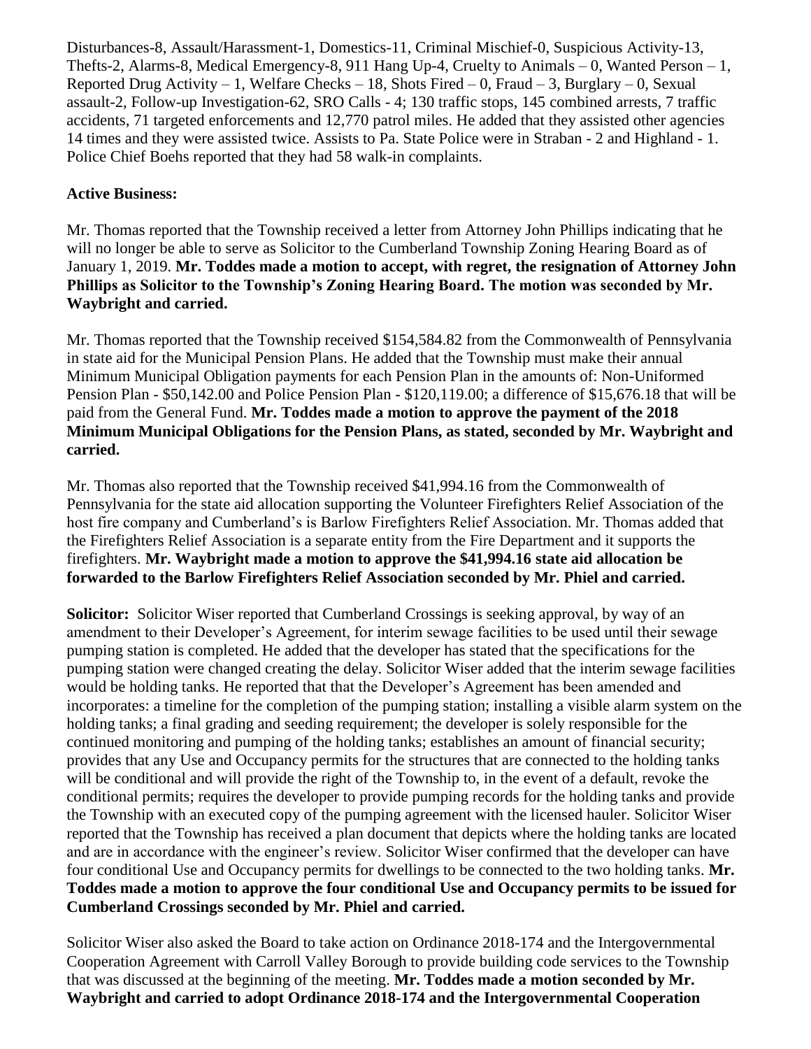Disturbances-8, Assault/Harassment-1, Domestics-11, Criminal Mischief-0, Suspicious Activity-13, Thefts-2, Alarms-8, Medical Emergency-8, 911 Hang Up-4, Cruelty to Animals – 0, Wanted Person – 1, Reported Drug Activity – 1, Welfare Checks – 18, Shots Fired – 0, Fraud – 3, Burglary – 0, Sexual assault-2, Follow-up Investigation-62, SRO Calls - 4; 130 traffic stops, 145 combined arrests, 7 traffic accidents, 71 targeted enforcements and 12,770 patrol miles. He added that they assisted other agencies 14 times and they were assisted twice. Assists to Pa. State Police were in Straban - 2 and Highland - 1. Police Chief Boehs reported that they had 58 walk-in complaints.

**Active Business:**

Mr. Thomas reported that the Township received a letter from Attorney John Phillips indicating that he will no longer be able to serve as Solicitor to the Cumberland Township Zoning Hearing Board as of January 1, 2019. **Mr. Toddes made a motion to accept, with regret, the resignation of Attorney John Phillips as Solicitor to the Township's Zoning Hearing Board. The motion was seconded by Mr. Waybright and carried.**

Mr. Thomas reported that the Township received $154,584.82 from the Commonwealth of Pennsylvania in state aid for the Municipal Pension Plans. He added that the Township must make their annual Minimum Municipal Obligation payments for each Pension Plan in the amounts of: Non-Uniformed Pension Plan - $50,142.00 and Police Pension Plan - $120,119.00; a difference of $15,676.18 that will be paid from the General Fund. **Mr. Toddes made a motion to approve the payment of the 2018 Minimum Municipal Obligations for the Pension Plans, as stated, seconded by Mr. Waybright and carried.**

Mr. Thomas also reported that the Township received $41,994.16 from the Commonwealth of Pennsylvania for the state aid allocation supporting the Volunteer Firefighters Relief Association of the host fire company and Cumberland's is Barlow Firefighters Relief Association. Mr. Thomas added that the Firefighters Relief Association is a separate entity from the Fire Department and it supports the firefighters. **Mr. Waybright made a motion to approve the $41,994.16 state aid allocation be forwarded to the Barlow Firefighters Relief Association seconded by Mr. Phiel and carried.**

**Solicitor:** Solicitor Wiser reported that Cumberland Crossings is seeking approval, by way of an amendment to their Developer's Agreement, for interim sewage facilities to be used until their sewage pumping station is completed. He added that the developer has stated that the specifications for the pumping station were changed creating the delay. Solicitor Wiser added that the interim sewage facilities would be holding tanks. He reported that that the Developer's Agreement has been amended and incorporates: a timeline for the completion of the pumping station; installing a visible alarm system on the holding tanks; a final grading and seeding requirement; the developer is solely responsible for the continued monitoring and pumping of the holding tanks; establishes an amount of financial security; provides that any Use and Occupancy permits for the structures that are connected to the holding tanks will be conditional and will provide the right of the Township to, in the event of a default, revoke the conditional permits; requires the developer to provide pumping records for the holding tanks and provide the Township with an executed copy of the pumping agreement with the licensed hauler. Solicitor Wiser reported that the Township has received a plan document that depicts where the holding tanks are located and are in accordance with the engineer's review. Solicitor Wiser confirmed that the developer can have four conditional Use and Occupancy permits for dwellings to be connected to the two holding tanks. **Mr. Toddes made a motion to approve the four conditional Use and Occupancy permits to be issued for Cumberland Crossings seconded by Mr. Phiel and carried.**

Solicitor Wiser also asked the Board to take action on Ordinance 2018-174 and the Intergovernmental Cooperation Agreement with Carroll Valley Borough to provide building code services to the Township that was discussed at the beginning of the meeting. **Mr. Toddes made a motion seconded by Mr. Waybright and carried to adopt Ordinance 2018-174 and the Intergovernmental Cooperation**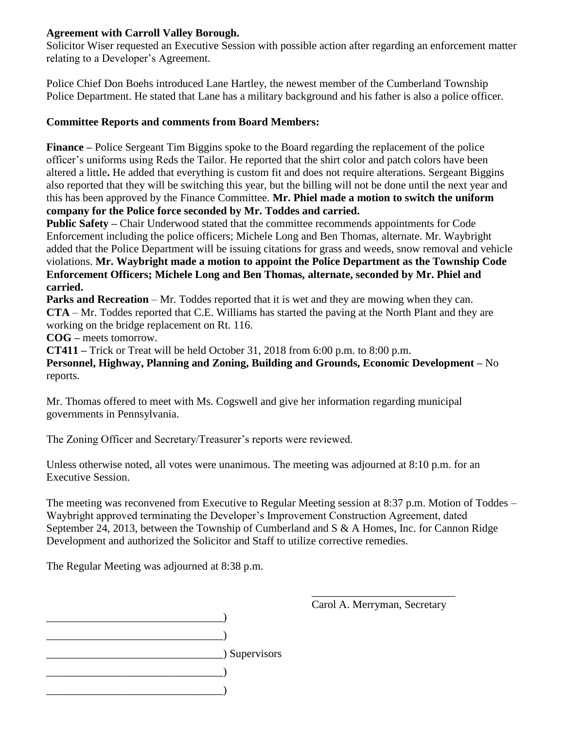**Agreement with Carroll Valley Borough.**
Solicitor Wiser requested an Executive Session with possible action after regarding an enforcement matter relating to a Developer's Agreement.

Police Chief Don Boehs introduced Lane Hartley, the newest member of the Cumberland Township Police Department. He stated that Lane has a military background and his father is also a police officer.

**Committee Reports and comments from Board Members:**

**Finance –** Police Sergeant Tim Biggins spoke to the Board regarding the replacement of the police officer's uniforms using Reds the Tailor. He reported that the shirt color and patch colors have been altered a little**.** He added that everything is custom fit and does not require alterations. Sergeant Biggins also reported that they will be switching this year, but the billing will not be done until the next year and this has been approved by the Finance Committee. **Mr. Phiel made a motion to switch the uniform company for the Police force seconded by Mr. Toddes and carried.**
**Public Safety –** Chair Underwood stated that the committee recommends appointments for Code Enforcement including the police officers; Michele Long and Ben Thomas, alternate. Mr. Waybright added that the Police Department will be issuing citations for grass and weeds, snow removal and vehicle violations. **Mr. Waybright made a motion to appoint the Police Department as the Township Code Enforcement Officers; Michele Long and Ben Thomas, alternate, seconded by Mr. Phiel and carried.**
**Parks and Recreation** – Mr. Toddes reported that it is wet and they are mowing when they can.
**CTA** – Mr. Toddes reported that C.E. Williams has started the paving at the North Plant and they are working on the bridge replacement on Rt. 116.
**COG –** meets tomorrow.
**CT411 –** Trick or Treat will be held October 31, 2018 from 6:00 p.m. to 8:00 p.m.
**Personnel, Highway, Planning and Zoning, Building and Grounds, Economic Development –** No reports.

Mr. Thomas offered to meet with Ms. Cogswell and give her information regarding municipal governments in Pennsylvania.

The Zoning Officer and Secretary/Treasurer's reports were reviewed.

Unless otherwise noted, all votes were unanimous. The meeting was adjourned at 8:10 p.m. for an Executive Session.

The meeting was reconvened from Executive to Regular Meeting session at 8:37 p.m. Motion of Toddes – Waybright approved terminating the Developer's Improvement Construction Agreement, dated September 24, 2013, between the Township of Cumberland and S & A Homes, Inc. for Cannon Ridge Development and authorized the Solicitor and Staff to utilize corrective remedies.

The Regular Meeting was adjourned at 8:38 p.m.

___________________________
Carol A. Merryman, Secretary

_________________________________)
_________________________________)
_________________________________) Supervisors
_________________________________)
_________________________________)